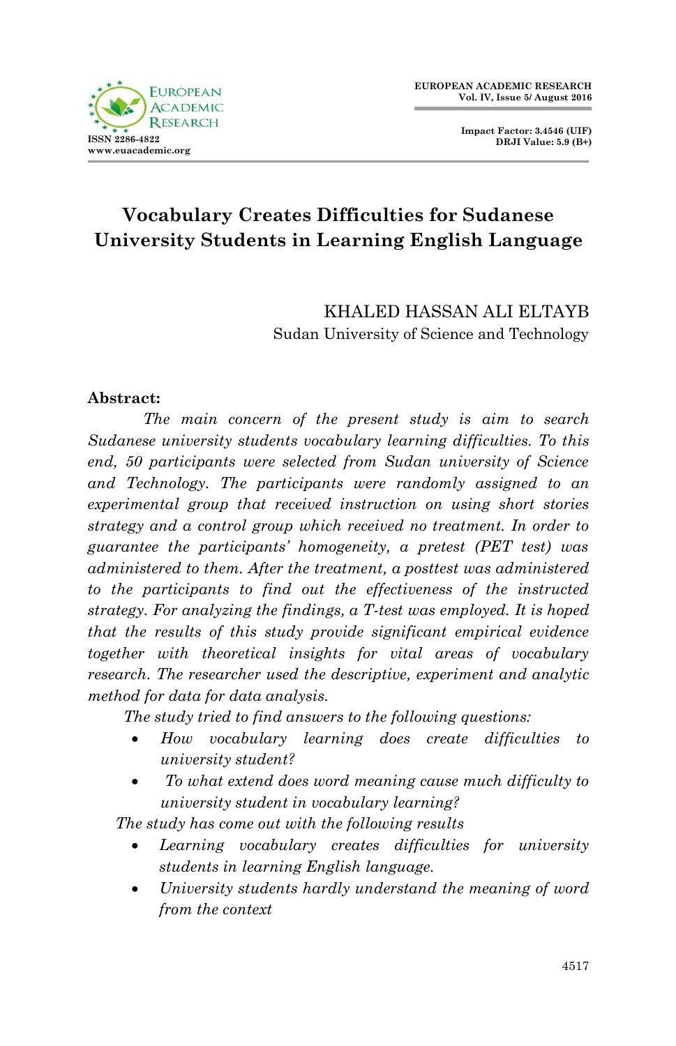# Vocabulary Creates Difficulties for Sudanese University Students in Learning English Language

KHALED HASSAN ALI ELTAYB
Sudan University of Science and Technology

**Abstract:**

*The main concern of the present study is aim to search Sudanese university students vocabulary learning difficulties. To this end, 50 participants were selected from Sudan university of Science and Technology. The participants were randomly assigned to an experimental group that received instruction on using short stories strategy and a control group which received no treatment. In order to guarantee the participants' homogeneity, a pretest (PET test) was administered to them. After the treatment, a posttest was administered to the participants to find out the effectiveness of the instructed strategy. For analyzing the findings, a T-test was employed. It is hoped that the results of this study provide significant empirical evidence together with theoretical insights for vital areas of vocabulary research. The researcher used the descriptive, experiment and analytic method for data for data analysis.*

*The study tried to find answers to the following questions:*

- *How vocabulary learning does create difficulties to university student?*
- *To what extend does word meaning cause much difficulty to university student in vocabulary learning?*

*The study has come out with the following results*

- *Learning vocabulary creates difficulties for university students in learning English language.*
- *University students hardly understand the meaning of word from the context*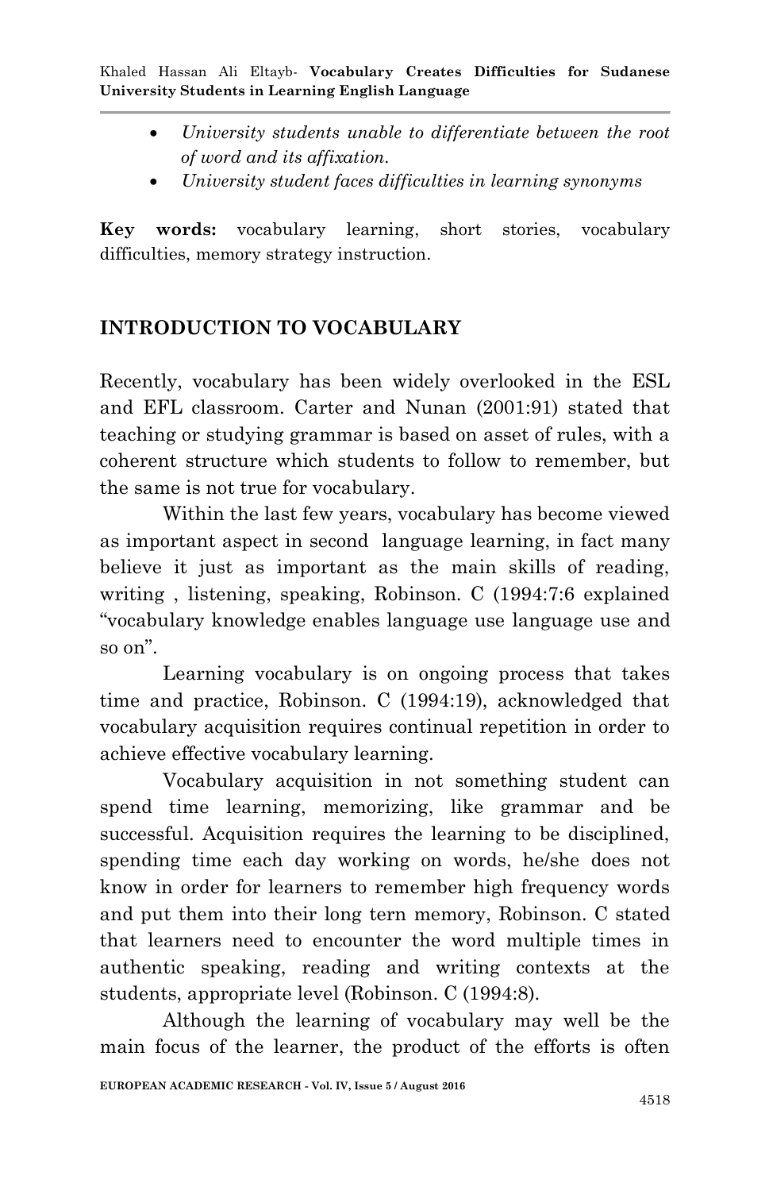- *University students unable to differentiate between the root of word and its affixation.*
- *University student faces difficulties in learning synonyms*

**Key words:** vocabulary learning, short stories, vocabulary difficulties, memory strategy instruction.

## INTRODUCTION TO VOCABULARY

Recently, vocabulary has been widely overlooked in the ESL and EFL classroom. Carter and Nunan (2001:91) stated that teaching or studying grammar is based on asset of rules, with a coherent structure which students to follow to remember, but the same is not true for vocabulary.

Within the last few years, vocabulary has become viewed as important aspect in second language learning, in fact many believe it just as important as the main skills of reading, writing , listening, speaking, Robinson. C (1994:7:6 explained "vocabulary knowledge enables language use language use and so on".

Learning vocabulary is on ongoing process that takes time and practice, Robinson. C (1994:19), acknowledged that vocabulary acquisition requires continual repetition in order to achieve effective vocabulary learning.

Vocabulary acquisition in not something student can spend time learning, memorizing, like grammar and be successful. Acquisition requires the learning to be disciplined, spending time each day working on words, he/she does not know in order for learners to remember high frequency words and put them into their long tern memory, Robinson. C stated that learners need to encounter the word multiple times in authentic speaking, reading and writing contexts at the students, appropriate level (Robinson. C (1994:8).

Although the learning of vocabulary may well be the main focus of the learner, the product of the efforts is often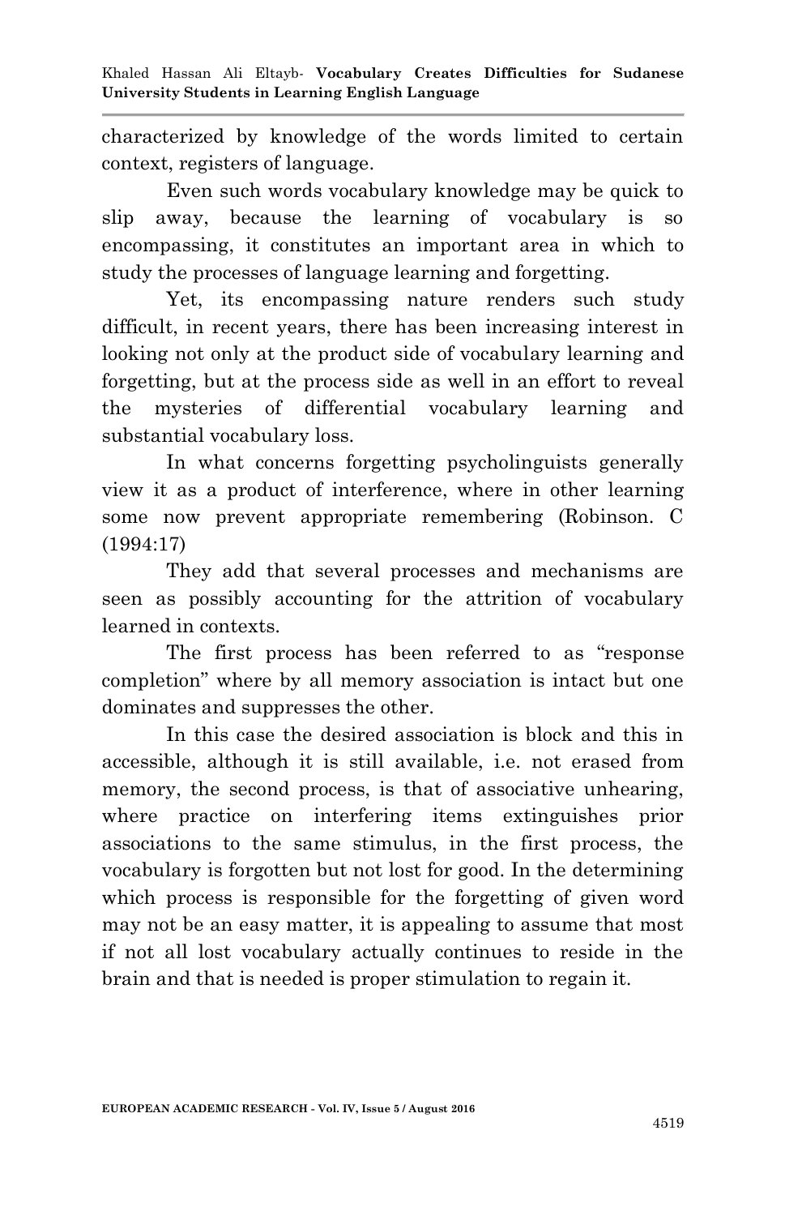characterized by knowledge of the words limited to certain context, registers of language.

Even such words vocabulary knowledge may be quick to slip away, because the learning of vocabulary is so encompassing, it constitutes an important area in which to study the processes of language learning and forgetting.

Yet, its encompassing nature renders such study difficult, in recent years, there has been increasing interest in looking not only at the product side of vocabulary learning and forgetting, but at the process side as well in an effort to reveal the mysteries of differential vocabulary learning and substantial vocabulary loss.

In what concerns forgetting psycholinguists generally view it as a product of interference, where in other learning some now prevent appropriate remembering (Robinson. C (1994:17)

They add that several processes and mechanisms are seen as possibly accounting for the attrition of vocabulary learned in contexts.

The first process has been referred to as "response completion" where by all memory association is intact but one dominates and suppresses the other.

In this case the desired association is block and this in accessible, although it is still available, i.e. not erased from memory, the second process, is that of associative unhearing, where practice on interfering items extinguishes prior associations to the same stimulus, in the first process, the vocabulary is forgotten but not lost for good. In the determining which process is responsible for the forgetting of given word may not be an easy matter, it is appealing to assume that most if not all lost vocabulary actually continues to reside in the brain and that is needed is proper stimulation to regain it.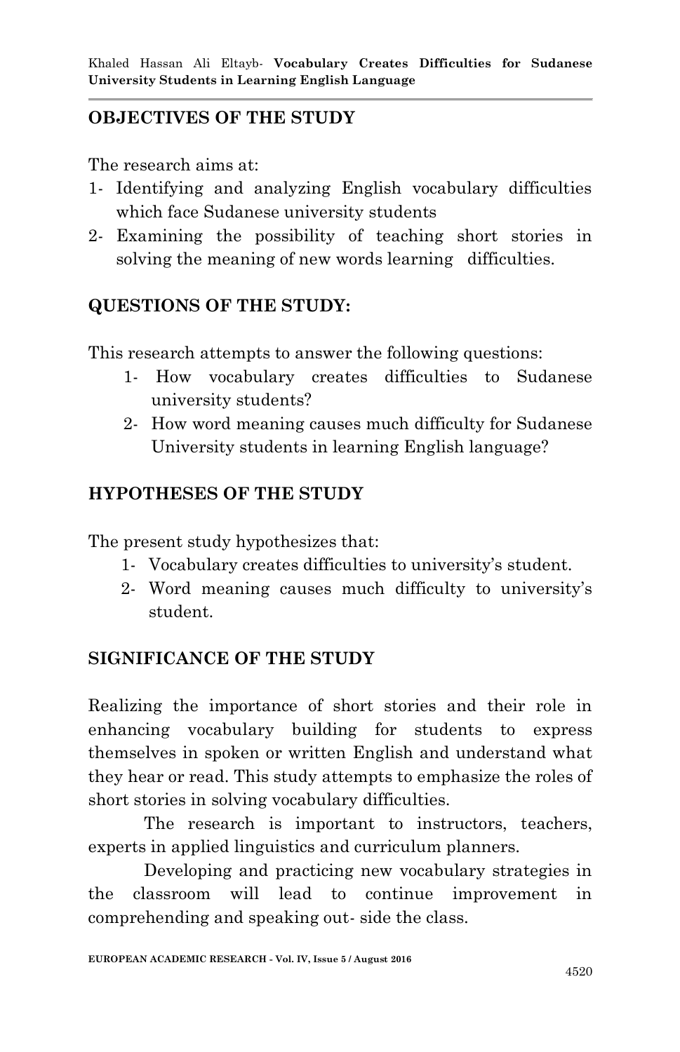## OBJECTIVES OF THE STUDY

The research aims at:

1- Identifying and analyzing English vocabulary difficulties which face Sudanese university students
2- Examining the possibility of teaching short stories in solving the meaning of new words learning difficulties.

## QUESTIONS OF THE STUDY:

This research attempts to answer the following questions:

1- How vocabulary creates difficulties to Sudanese university students?
2- How word meaning causes much difficulty for Sudanese University students in learning English language?

## HYPOTHESES OF THE STUDY

The present study hypothesizes that:

1- Vocabulary creates difficulties to university's student.
2- Word meaning causes much difficulty to university's student.

## SIGNIFICANCE OF THE STUDY

Realizing the importance of short stories and their role in enhancing vocabulary building for students to express themselves in spoken or written English and understand what they hear or read. This study attempts to emphasize the roles of short stories in solving vocabulary difficulties.

The research is important to instructors, teachers, experts in applied linguistics and curriculum planners.

Developing and practicing new vocabulary strategies in the classroom will lead to continue improvement in comprehending and speaking out- side the class.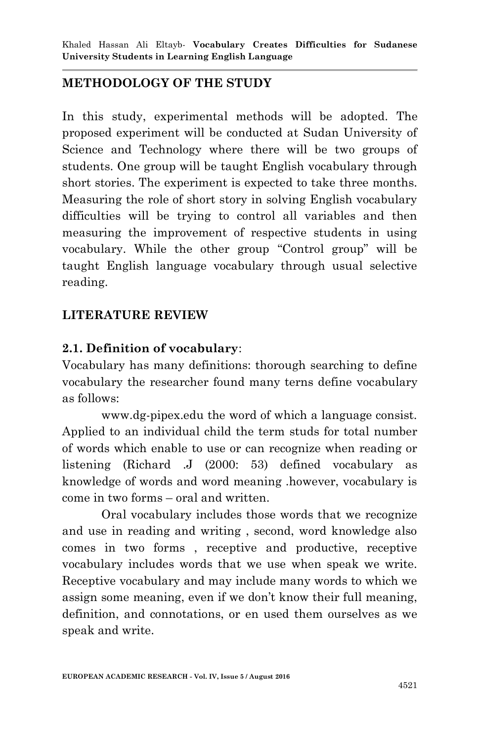## METHODOLOGY OF THE STUDY

In this study, experimental methods will be adopted. The proposed experiment will be conducted at Sudan University of Science and Technology where there will be two groups of students. One group will be taught English vocabulary through short stories. The experiment is expected to take three months. Measuring the role of short story in solving English vocabulary difficulties will be trying to control all variables and then measuring the improvement of respective students in using vocabulary. While the other group "Control group" will be taught English language vocabulary through usual selective reading.

## LITERATURE REVIEW

### 2.1. Definition of vocabulary:

Vocabulary has many definitions: thorough searching to define vocabulary the researcher found many terns define vocabulary as follows:

www.dg-pipex.edu the word of which a language consist. Applied to an individual child the term studs for total number of words which enable to use or can recognize when reading or listening (Richard .J (2000: 53) defined vocabulary as knowledge of words and word meaning .however, vocabulary is come in two forms – oral and written.

Oral vocabulary includes those words that we recognize and use in reading and writing , second, word knowledge also comes in two forms , receptive and productive, receptive vocabulary includes words that we use when speak we write. Receptive vocabulary and may include many words to which we assign some meaning, even if we don't know their full meaning, definition, and connotations, or en used them ourselves as we speak and write.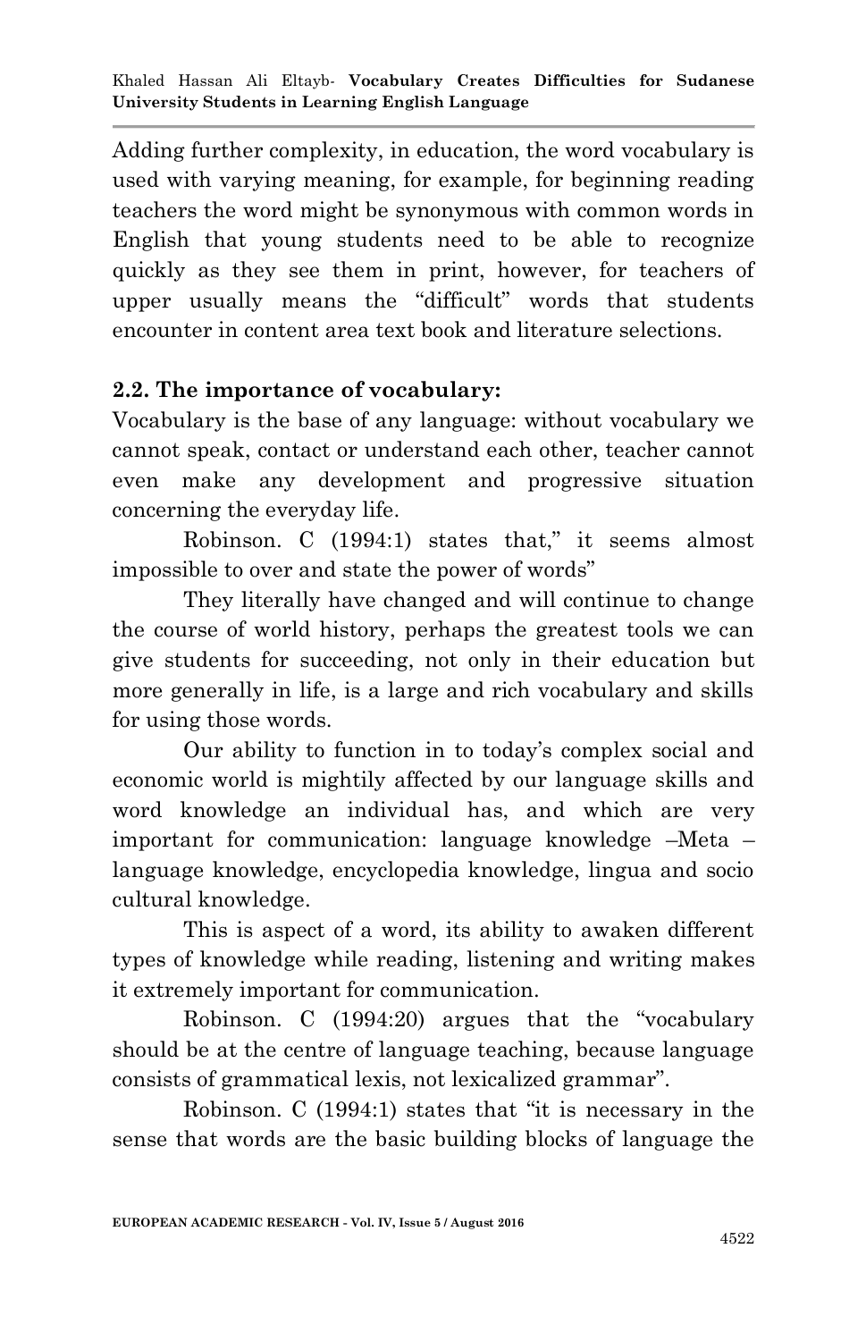Adding further complexity, in education, the word vocabulary is used with varying meaning, for example, for beginning reading teachers the word might be synonymous with common words in English that young students need to be able to recognize quickly as they see them in print, however, for teachers of upper usually means the "difficult" words that students encounter in content area text book and literature selections.

## 2.2. The importance of vocabulary:

Vocabulary is the base of any language: without vocabulary we cannot speak, contact or understand each other, teacher cannot even make any development and progressive situation concerning the everyday life.

Robinson. C (1994:1) states that," it seems almost impossible to over and state the power of words"

They literally have changed and will continue to change the course of world history, perhaps the greatest tools we can give students for succeeding, not only in their education but more generally in life, is a large and rich vocabulary and skills for using those words.

Our ability to function in to today's complex social and economic world is mightily affected by our language skills and word knowledge an individual has, and which are very important for communication: language knowledge –Meta – language knowledge, encyclopedia knowledge, lingua and socio cultural knowledge.

This is aspect of a word, its ability to awaken different types of knowledge while reading, listening and writing makes it extremely important for communication.

Robinson. C (1994:20) argues that the "vocabulary should be at the centre of language teaching, because language consists of grammatical lexis, not lexicalized grammar".

Robinson. C (1994:1) states that "it is necessary in the sense that words are the basic building blocks of language the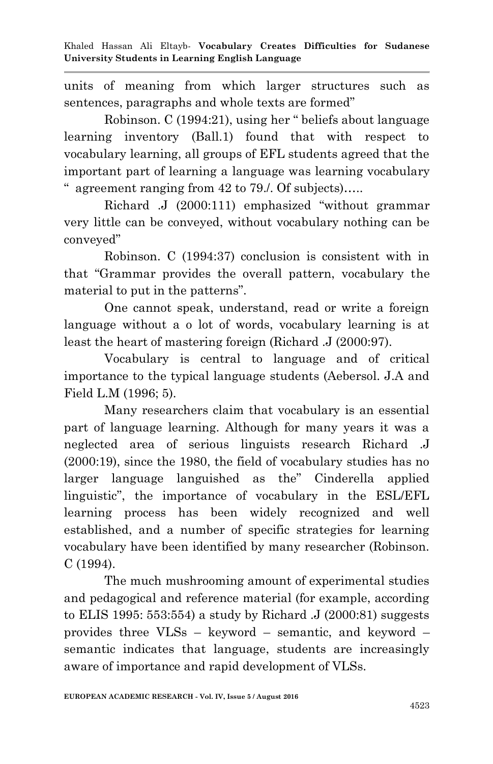units of meaning from which larger structures such as sentences, paragraphs and whole texts are formed"

Robinson. C (1994:21), using her " beliefs about language learning inventory (Ball.1) found that with respect to vocabulary learning, all groups of EFL students agreed that the important part of learning a language was learning vocabulary " agreement ranging from 42 to 79./. Of subjects)…..

Richard .J (2000:111) emphasized "without grammar very little can be conveyed, without vocabulary nothing can be conveyed"

Robinson. C (1994:37) conclusion is consistent with in that "Grammar provides the overall pattern, vocabulary the material to put in the patterns".

One cannot speak, understand, read or write a foreign language without a o lot of words, vocabulary learning is at least the heart of mastering foreign (Richard .J (2000:97).

Vocabulary is central to language and of critical importance to the typical language students (Aebersol. J.A and Field L.M (1996; 5).

Many researchers claim that vocabulary is an essential part of language learning. Although for many years it was a neglected area of serious linguists research Richard .J (2000:19), since the 1980, the field of vocabulary studies has no larger language languished as the" Cinderella applied linguistic", the importance of vocabulary in the ESL/EFL learning process has been widely recognized and well established, and a number of specific strategies for learning vocabulary have been identified by many researcher (Robinson. C (1994).

The much mushrooming amount of experimental studies and pedagogical and reference material (for example, according to ELIS 1995: 553:554) a study by Richard .J (2000:81) suggests provides three VLSs – keyword – semantic, and keyword – semantic indicates that language, students are increasingly aware of importance and rapid development of VLSs.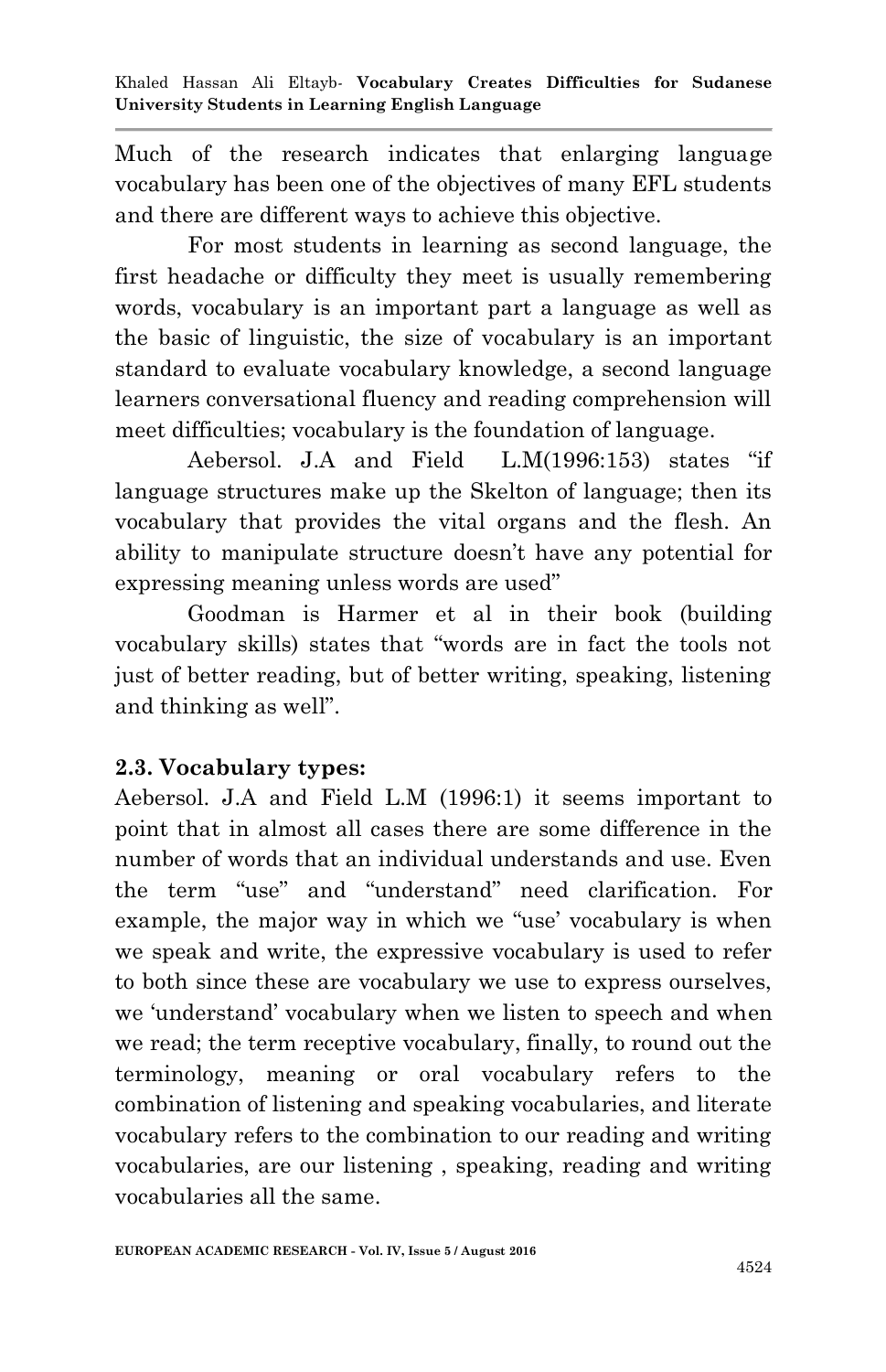Much of the research indicates that enlarging language vocabulary has been one of the objectives of many EFL students and there are different ways to achieve this objective.

For most students in learning as second language, the first headache or difficulty they meet is usually remembering words, vocabulary is an important part a language as well as the basic of linguistic, the size of vocabulary is an important standard to evaluate vocabulary knowledge, a second language learners conversational fluency and reading comprehension will meet difficulties; vocabulary is the foundation of language.

Aebersol. J.A and Field L.M(1996:153) states "if language structures make up the Skelton of language; then its vocabulary that provides the vital organs and the flesh. An ability to manipulate structure doesn't have any potential for expressing meaning unless words are used"

Goodman is Harmer et al in their book (building vocabulary skills) states that "words are in fact the tools not just of better reading, but of better writing, speaking, listening and thinking as well".

## 2.3. Vocabulary types:

Aebersol. J.A and Field L.M (1996:1) it seems important to point that in almost all cases there are some difference in the number of words that an individual understands and use. Even the term "use" and "understand" need clarification. For example, the major way in which we "use' vocabulary is when we speak and write, the expressive vocabulary is used to refer to both since these are vocabulary we use to express ourselves, we 'understand' vocabulary when we listen to speech and when we read; the term receptive vocabulary, finally, to round out the terminology, meaning or oral vocabulary refers to the combination of listening and speaking vocabularies, and literate vocabulary refers to the combination to our reading and writing vocabularies, are our listening , speaking, reading and writing vocabularies all the same.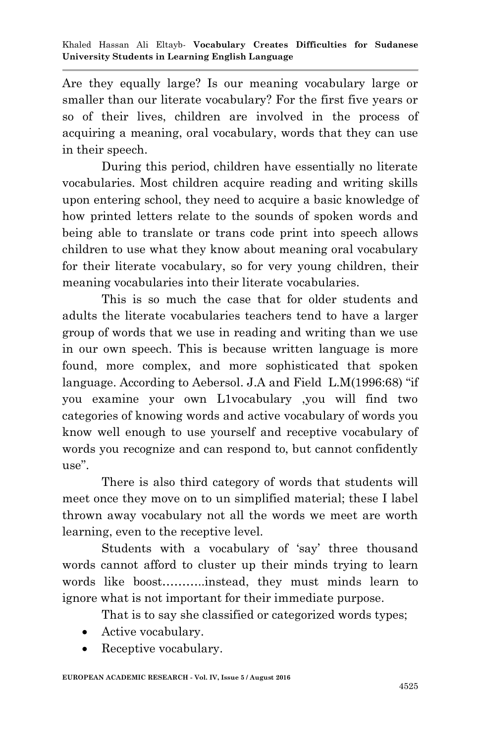Are they equally large? Is our meaning vocabulary large or smaller than our literate vocabulary? For the first five years or so of their lives, children are involved in the process of acquiring a meaning, oral vocabulary, words that they can use in their speech.

During this period, children have essentially no literate vocabularies. Most children acquire reading and writing skills upon entering school, they need to acquire a basic knowledge of how printed letters relate to the sounds of spoken words and being able to translate or trans code print into speech allows children to use what they know about meaning oral vocabulary for their literate vocabulary, so for very young children, their meaning vocabularies into their literate vocabularies.

This is so much the case that for older students and adults the literate vocabularies teachers tend to have a larger group of words that we use in reading and writing than we use in our own speech. This is because written language is more found, more complex, and more sophisticated that spoken language. According to Aebersol. J.A and Field L.M(1996:68) "if you examine your own L1vocabulary ,you will find two categories of knowing words and active vocabulary of words you know well enough to use yourself and receptive vocabulary of words you recognize and can respond to, but cannot confidently use".

There is also third category of words that students will meet once they move on to un simplified material; these I label thrown away vocabulary not all the words we meet are worth learning, even to the receptive level.

Students with a vocabulary of 'say' three thousand words cannot afford to cluster up their minds trying to learn words like boost………..instead, they must minds learn to ignore what is not important for their immediate purpose.

That is to say she classified or categorized words types;

- Active vocabulary.
- Receptive vocabulary.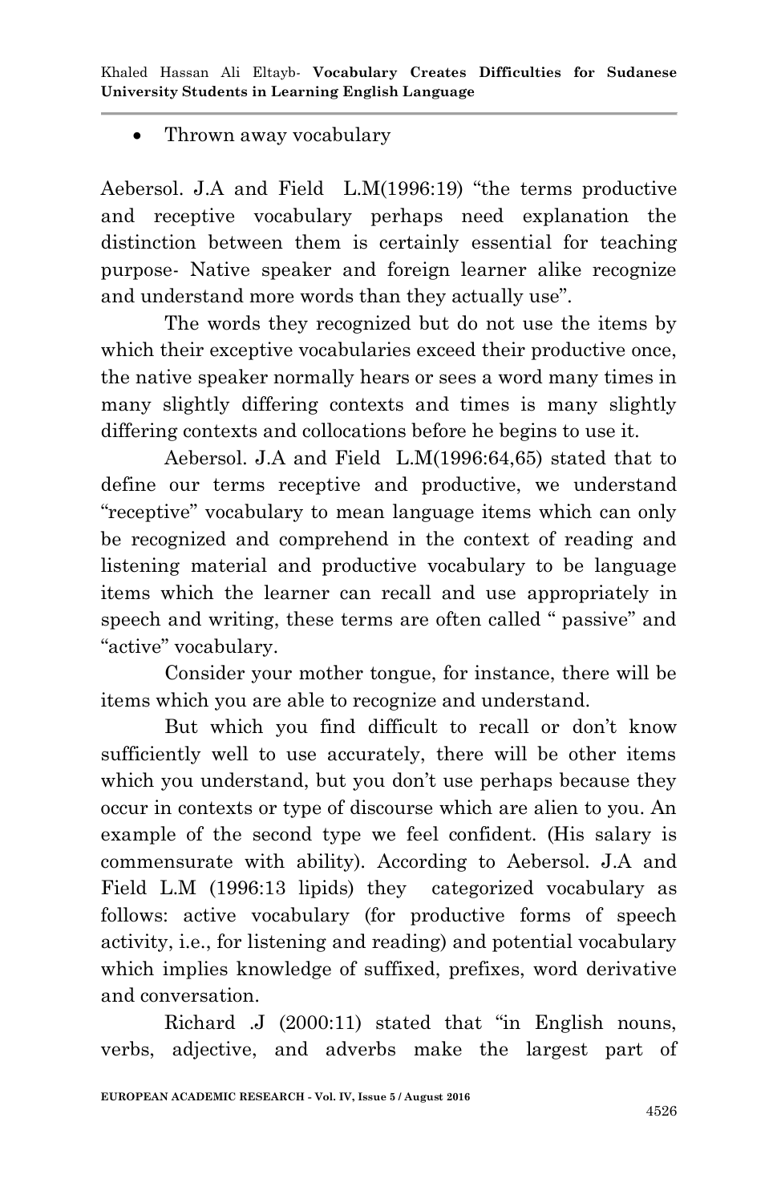- Thrown away vocabulary

Aebersol. J.A and Field L.M(1996:19) "the terms productive and receptive vocabulary perhaps need explanation the distinction between them is certainly essential for teaching purpose- Native speaker and foreign learner alike recognize and understand more words than they actually use".

The words they recognized but do not use the items by which their exceptive vocabularies exceed their productive once, the native speaker normally hears or sees a word many times in many slightly differing contexts and times is many slightly differing contexts and collocations before he begins to use it.

Aebersol. J.A and Field L.M(1996:64,65) stated that to define our terms receptive and productive, we understand "receptive" vocabulary to mean language items which can only be recognized and comprehend in the context of reading and listening material and productive vocabulary to be language items which the learner can recall and use appropriately in speech and writing, these terms are often called " passive" and "active" vocabulary.

Consider your mother tongue, for instance, there will be items which you are able to recognize and understand.

But which you find difficult to recall or don't know sufficiently well to use accurately, there will be other items which you understand, but you don't use perhaps because they occur in contexts or type of discourse which are alien to you. An example of the second type we feel confident. (His salary is commensurate with ability). According to Aebersol. J.A and Field L.M (1996:13 lipids) they categorized vocabulary as follows: active vocabulary (for productive forms of speech activity, i.e., for listening and reading) and potential vocabulary which implies knowledge of suffixed, prefixes, word derivative and conversation.

Richard .J (2000:11) stated that "in English nouns, verbs, adjective, and adverbs make the largest part of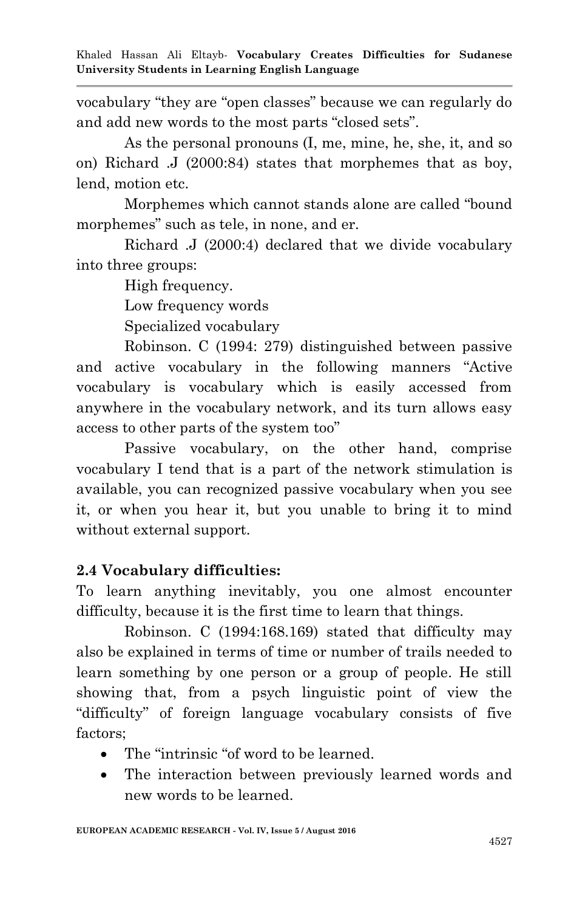vocabulary "they are "open classes" because we can regularly do and add new words to the most parts "closed sets".

As the personal pronouns (I, me, mine, he, she, it, and so on) Richard .J (2000:84) states that morphemes that as boy, lend, motion etc.

Morphemes which cannot stands alone are called "bound morphemes" such as tele, in none, and er.

Richard .J (2000:4) declared that we divide vocabulary into three groups:

High frequency.

Low frequency words

Specialized vocabulary

Robinson. C (1994: 279) distinguished between passive and active vocabulary in the following manners "Active vocabulary is vocabulary which is easily accessed from anywhere in the vocabulary network, and its turn allows easy access to other parts of the system too"

Passive vocabulary, on the other hand, comprise vocabulary I tend that is a part of the network stimulation is available, you can recognized passive vocabulary when you see it, or when you hear it, but you unable to bring it to mind without external support.

## 2.4 Vocabulary difficulties:

To learn anything inevitably, you one almost encounter difficulty, because it is the first time to learn that things.

Robinson. C (1994:168.169) stated that difficulty may also be explained in terms of time or number of trails needed to learn something by one person or a group of people. He still showing that, from a psych linguistic point of view the "difficulty" of foreign language vocabulary consists of five factors;

- The "intrinsic "of word to be learned.
- The interaction between previously learned words and new words to be learned.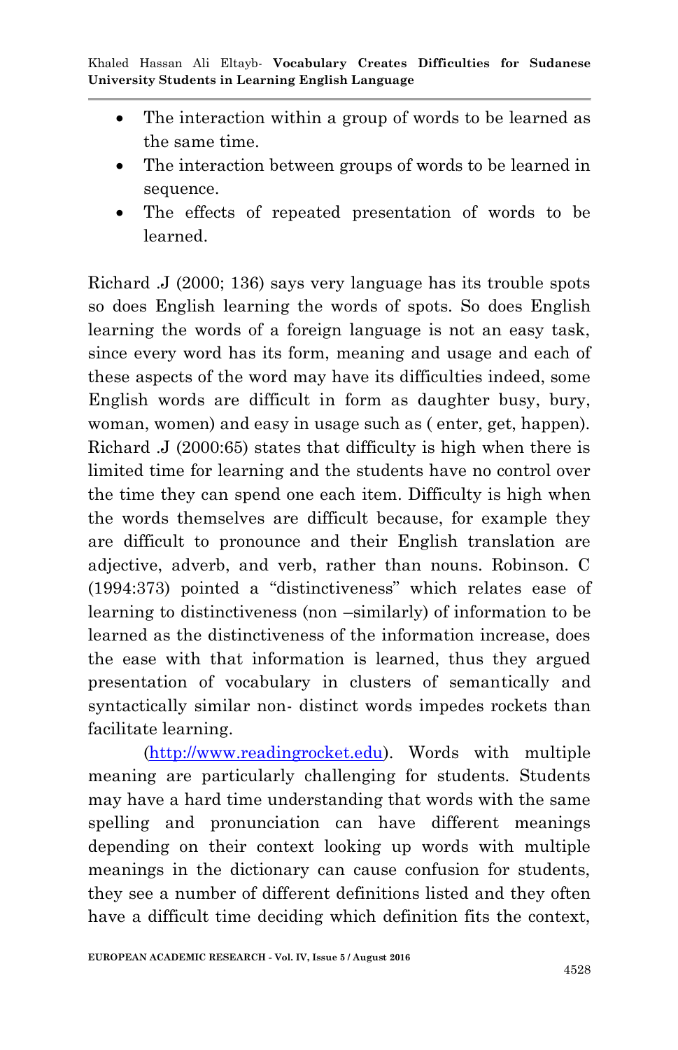- The interaction within a group of words to be learned as the same time.
- The interaction between groups of words to be learned in sequence.
- The effects of repeated presentation of words to be learned.

Richard .J (2000; 136) says very language has its trouble spots so does English learning the words of spots. So does English learning the words of a foreign language is not an easy task, since every word has its form, meaning and usage and each of these aspects of the word may have its difficulties indeed, some English words are difficult in form as daughter busy, bury, woman, women) and easy in usage such as ( enter, get, happen). Richard .J (2000:65) states that difficulty is high when there is limited time for learning and the students have no control over the time they can spend one each item. Difficulty is high when the words themselves are difficult because, for example they are difficult to pronounce and their English translation are adjective, adverb, and verb, rather than nouns. Robinson. C (1994:373) pointed a "distinctiveness" which relates ease of learning to distinctiveness (non –similarly) of information to be learned as the distinctiveness of the information increase, does the ease with that information is learned, thus they argued presentation of vocabulary in clusters of semantically and syntactically similar non- distinct words impedes rockets than facilitate learning.

(http://www.readingrocket.edu). Words with multiple meaning are particularly challenging for students. Students may have a hard time understanding that words with the same spelling and pronunciation can have different meanings depending on their context looking up words with multiple meanings in the dictionary can cause confusion for students, they see a number of different definitions listed and they often have a difficult time deciding which definition fits the context,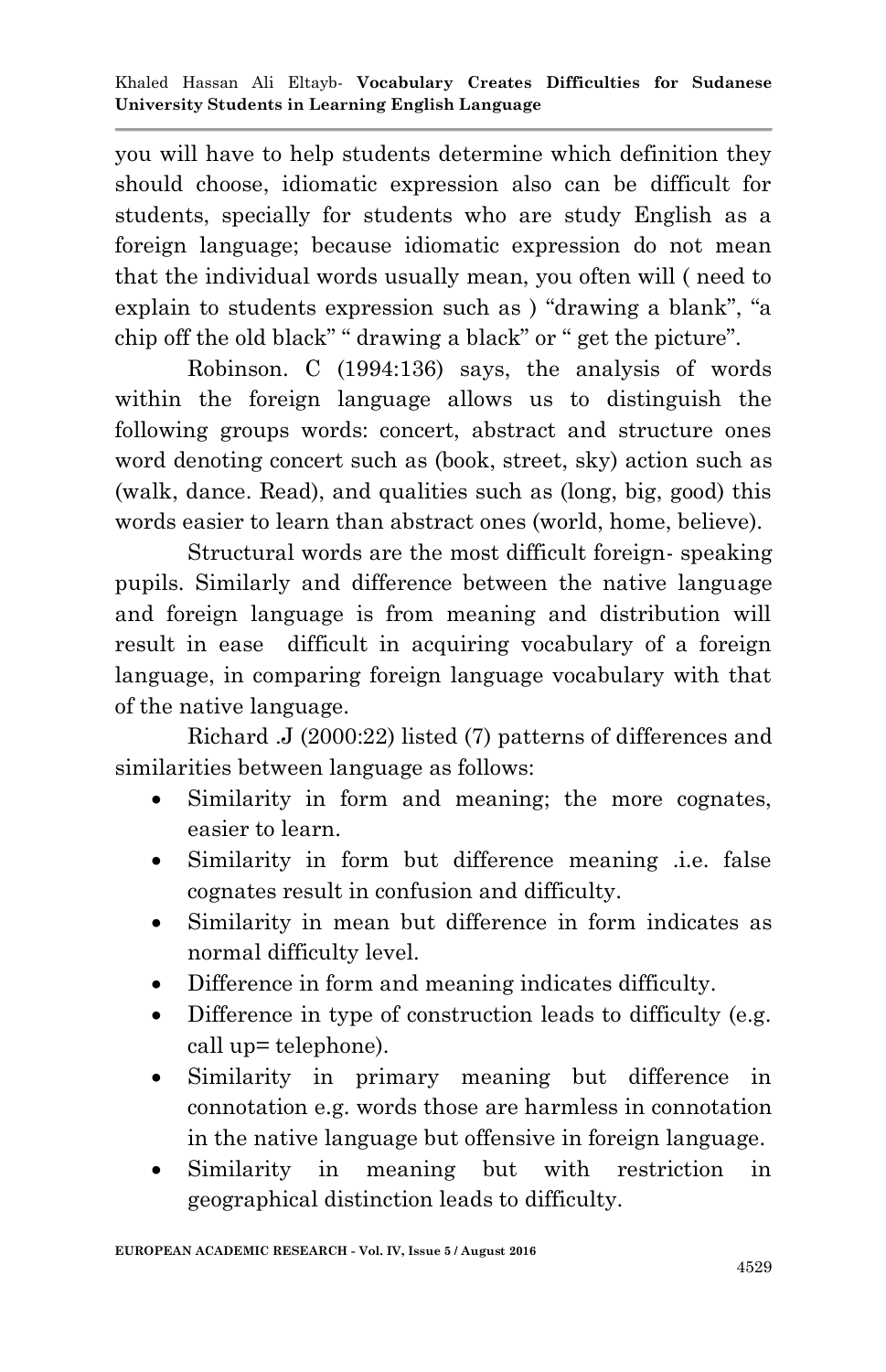you will have to help students determine which definition they should choose, idiomatic expression also can be difficult for students, specially for students who are study English as a foreign language; because idiomatic expression do not mean that the individual words usually mean, you often will ( need to explain to students expression such as ) "drawing a blank", "a chip off the old black" " drawing a black" or " get the picture".

Robinson. C (1994:136) says, the analysis of words within the foreign language allows us to distinguish the following groups words: concert, abstract and structure ones word denoting concert such as (book, street, sky) action such as (walk, dance. Read), and qualities such as (long, big, good) this words easier to learn than abstract ones (world, home, believe).

Structural words are the most difficult foreign- speaking pupils. Similarly and difference between the native language and foreign language is from meaning and distribution will result in ease difficult in acquiring vocabulary of a foreign language, in comparing foreign language vocabulary with that of the native language.

Richard .J (2000:22) listed (7) patterns of differences and similarities between language as follows:

- Similarity in form and meaning; the more cognates, easier to learn.
- Similarity in form but difference meaning .i.e. false cognates result in confusion and difficulty.
- Similarity in mean but difference in form indicates as normal difficulty level.
- Difference in form and meaning indicates difficulty.
- Difference in type of construction leads to difficulty (e.g. call up= telephone).
- Similarity in primary meaning but difference in connotation e.g. words those are harmless in connotation in the native language but offensive in foreign language.
- Similarity in meaning but with restriction in geographical distinction leads to difficulty.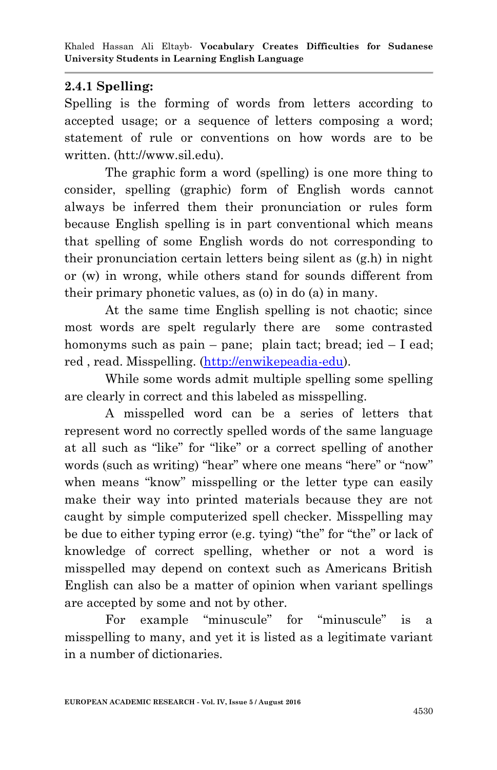### 2.4.1 Spelling:

Spelling is the forming of words from letters according to accepted usage; or a sequence of letters composing a word; statement of rule or conventions on how words are to be written. (htt://www.sil.edu).

The graphic form a word (spelling) is one more thing to consider, spelling (graphic) form of English words cannot always be inferred them their pronunciation or rules form because English spelling is in part conventional which means that spelling of some English words do not corresponding to their pronunciation certain letters being silent as (g.h) in night or (w) in wrong, while others stand for sounds different from their primary phonetic values, as (o) in do (a) in many.

At the same time English spelling is not chaotic; since most words are spelt regularly there are some contrasted homonyms such as pain – pane; plain tact; bread; ied – I ead; red , read. Misspelling. (http://enwikepeadia-edu).

While some words admit multiple spelling some spelling are clearly in correct and this labeled as misspelling.

A misspelled word can be a series of letters that represent word no correctly spelled words of the same language at all such as "like" for "like" or a correct spelling of another words (such as writing) "hear" where one means "here" or "now" when means "know" misspelling or the letter type can easily make their way into printed materials because they are not caught by simple computerized spell checker. Misspelling may be due to either typing error (e.g. tying) "the" for "the" or lack of knowledge of correct spelling, whether or not a word is misspelled may depend on context such as Americans British English can also be a matter of opinion when variant spellings are accepted by some and not by other.

For example "minuscule" for "minuscule" is a misspelling to many, and yet it is listed as a legitimate variant in a number of dictionaries.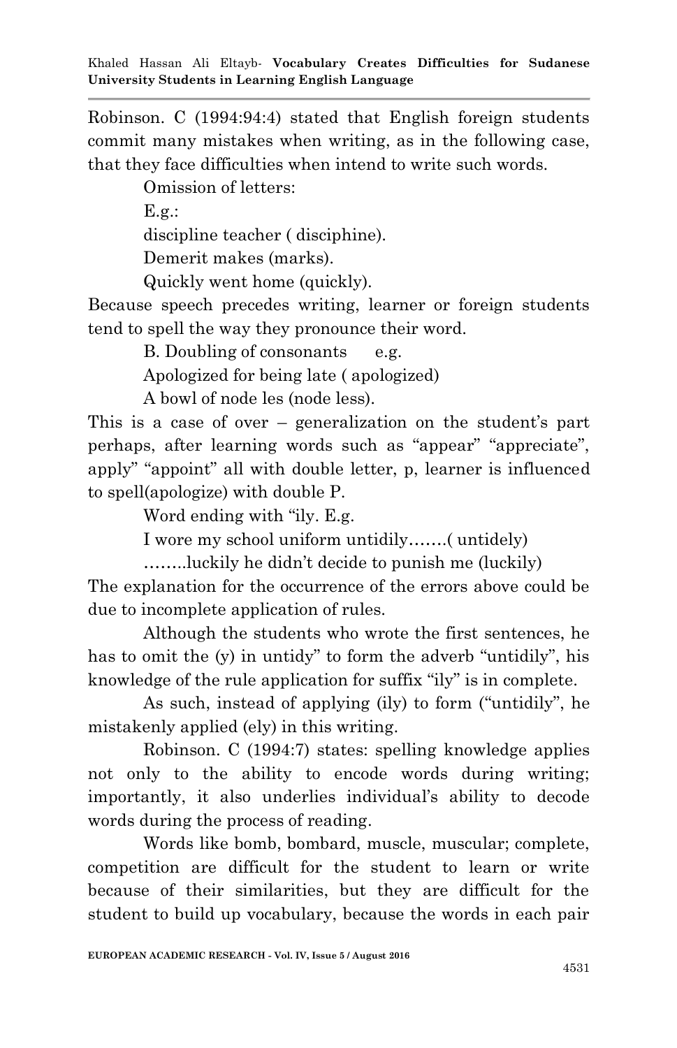Robinson. C (1994:94:4) stated that English foreign students commit many mistakes when writing, as in the following case, that they face difficulties when intend to write such words.

Omission of letters:

E.g.:

discipline teacher ( disciphine).

Demerit makes (marks).

Quickly went home (quickly).

Because speech precedes writing, learner or foreign students tend to spell the way they pronounce their word.

B. Doubling of consonants e.g.

Apologized for being late ( apologized)

A bowl of node les (node less).

This is a case of over – generalization on the student's part perhaps, after learning words such as "appear" "appreciate", apply" "appoint" all with double letter, p, learner is influenced to spell(apologize) with double P.

Word ending with "ily. E.g.

I wore my school uniform untidily…….( untidely)

……..luckily he didn't decide to punish me (luckily)

The explanation for the occurrence of the errors above could be due to incomplete application of rules.

Although the students who wrote the first sentences, he has to omit the (y) in untidy" to form the adverb "untidily", his knowledge of the rule application for suffix "ily" is in complete.

As such, instead of applying (ily) to form ("untidily", he mistakenly applied (ely) in this writing.

Robinson. C (1994:7) states: spelling knowledge applies not only to the ability to encode words during writing; importantly, it also underlies individual's ability to decode words during the process of reading.

Words like bomb, bombard, muscle, muscular; complete, competition are difficult for the student to learn or write because of their similarities, but they are difficult for the student to build up vocabulary, because the words in each pair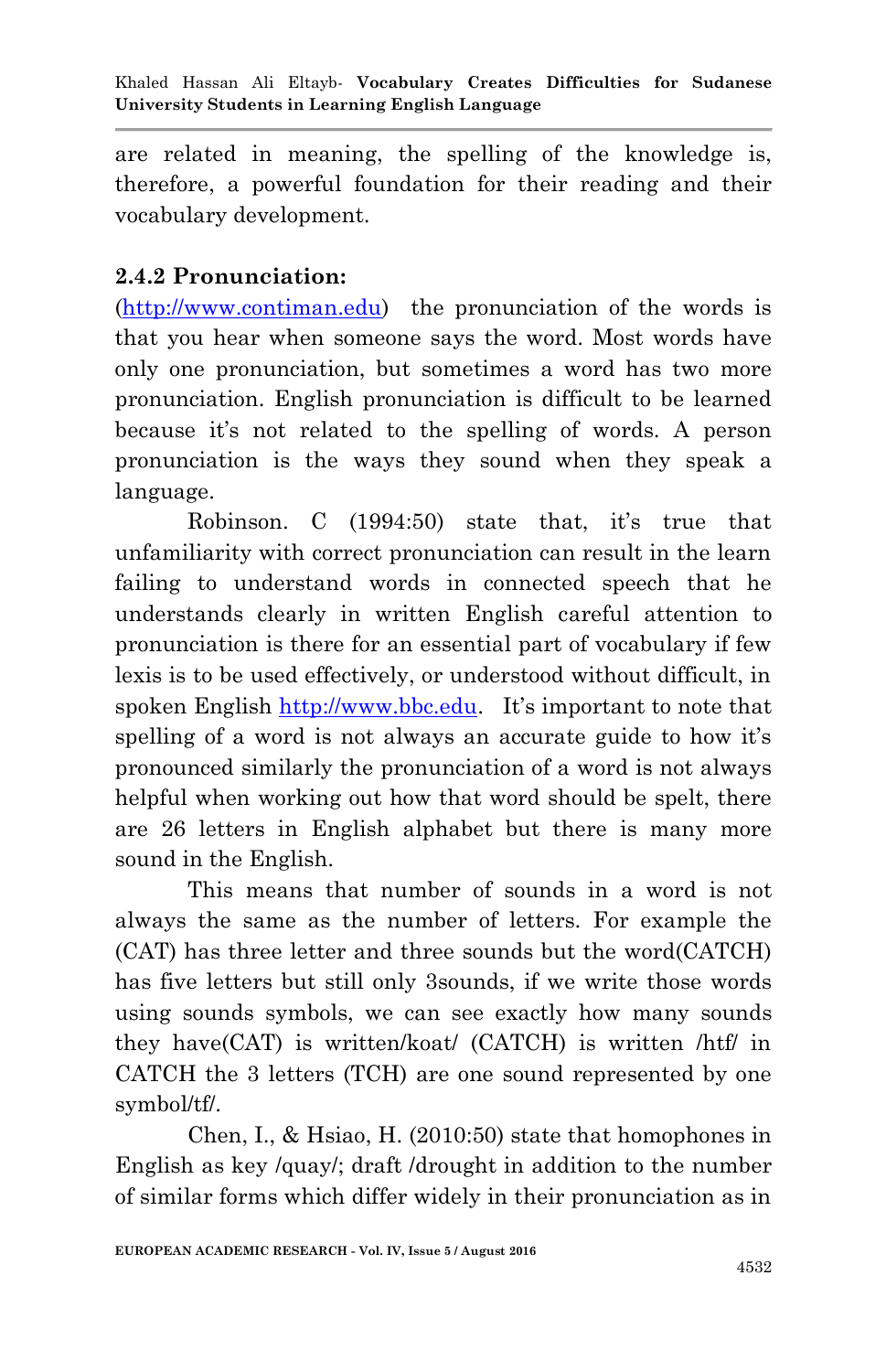are related in meaning, the spelling of the knowledge is, therefore, a powerful foundation for their reading and their vocabulary development.

### 2.4.2 Pronunciation:

(http://www.contiman.edu) the pronunciation of the words is that you hear when someone says the word. Most words have only one pronunciation, but sometimes a word has two more pronunciation. English pronunciation is difficult to be learned because it's not related to the spelling of words. A person pronunciation is the ways they sound when they speak a language.

Robinson. C (1994:50) state that, it's true that unfamiliarity with correct pronunciation can result in the learn failing to understand words in connected speech that he understands clearly in written English careful attention to pronunciation is there for an essential part of vocabulary if few lexis is to be used effectively, or understood without difficult, in spoken English http://www.bbc.edu. It's important to note that spelling of a word is not always an accurate guide to how it's pronounced similarly the pronunciation of a word is not always helpful when working out how that word should be spelt, there are 26 letters in English alphabet but there is many more sound in the English.

This means that number of sounds in a word is not always the same as the number of letters. For example the (CAT) has three letter and three sounds but the word(CATCH) has five letters but still only 3sounds, if we write those words using sounds symbols, we can see exactly how many sounds they have(CAT) is written/koat/ (CATCH) is written /htf/ in CATCH the 3 letters (TCH) are one sound represented by one symbol/tf/.

Chen, I., & Hsiao, H. (2010:50) state that homophones in English as key /quay/; draft /drought in addition to the number of similar forms which differ widely in their pronunciation as in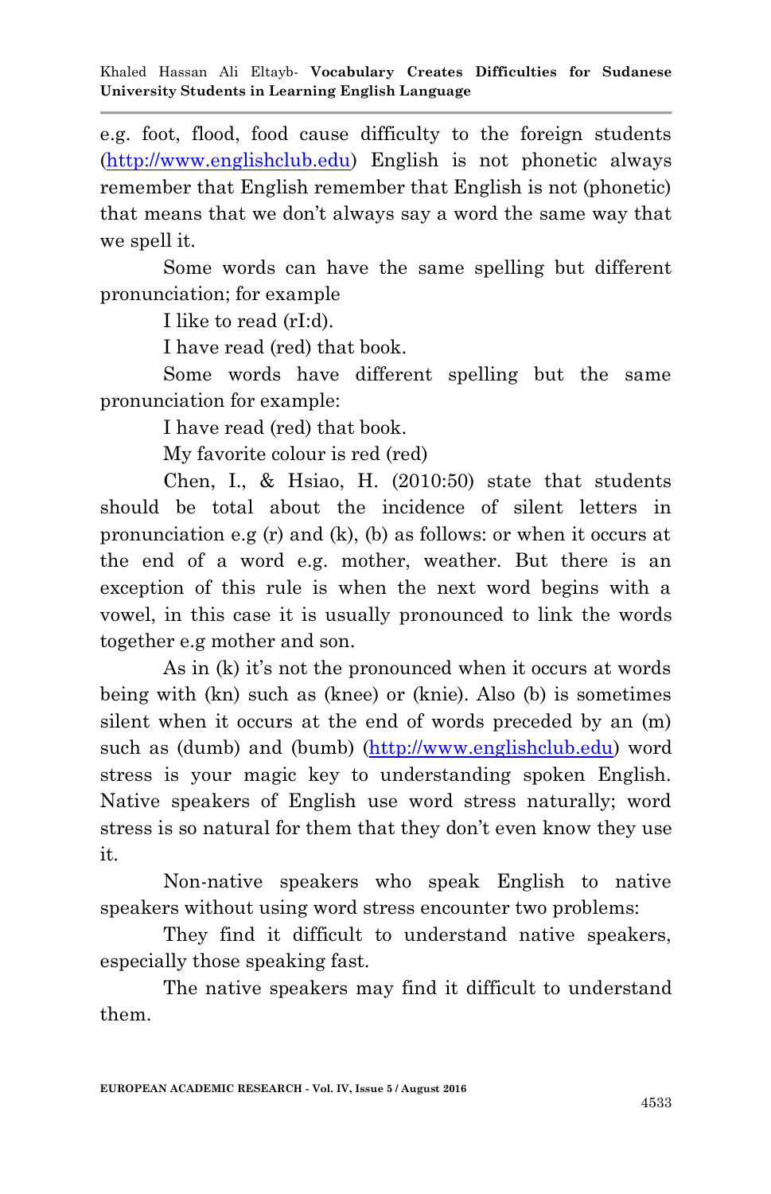e.g. foot, flood, food cause difficulty to the foreign students (http://www.englishclub.edu) English is not phonetic always remember that English remember that English is not (phonetic) that means that we don't always say a word the same way that we spell it.

Some words can have the same spelling but different pronunciation; for example

I like to read (rI:d).

I have read (red) that book.

Some words have different spelling but the same pronunciation for example:

I have read (red) that book.

My favorite colour is red (red)

Chen, I., & Hsiao, H. (2010:50) state that students should be total about the incidence of silent letters in pronunciation e.g (r) and (k), (b) as follows: or when it occurs at the end of a word e.g. mother, weather. But there is an exception of this rule is when the next word begins with a vowel, in this case it is usually pronounced to link the words together e.g mother and son.

As in (k) it's not the pronounced when it occurs at words being with (kn) such as (knee) or (knie). Also (b) is sometimes silent when it occurs at the end of words preceded by an (m) such as (dumb) and (bumb) (http://www.englishclub.edu) word stress is your magic key to understanding spoken English. Native speakers of English use word stress naturally; word stress is so natural for them that they don't even know they use it.

Non-native speakers who speak English to native speakers without using word stress encounter two problems:

They find it difficult to understand native speakers, especially those speaking fast.

The native speakers may find it difficult to understand them.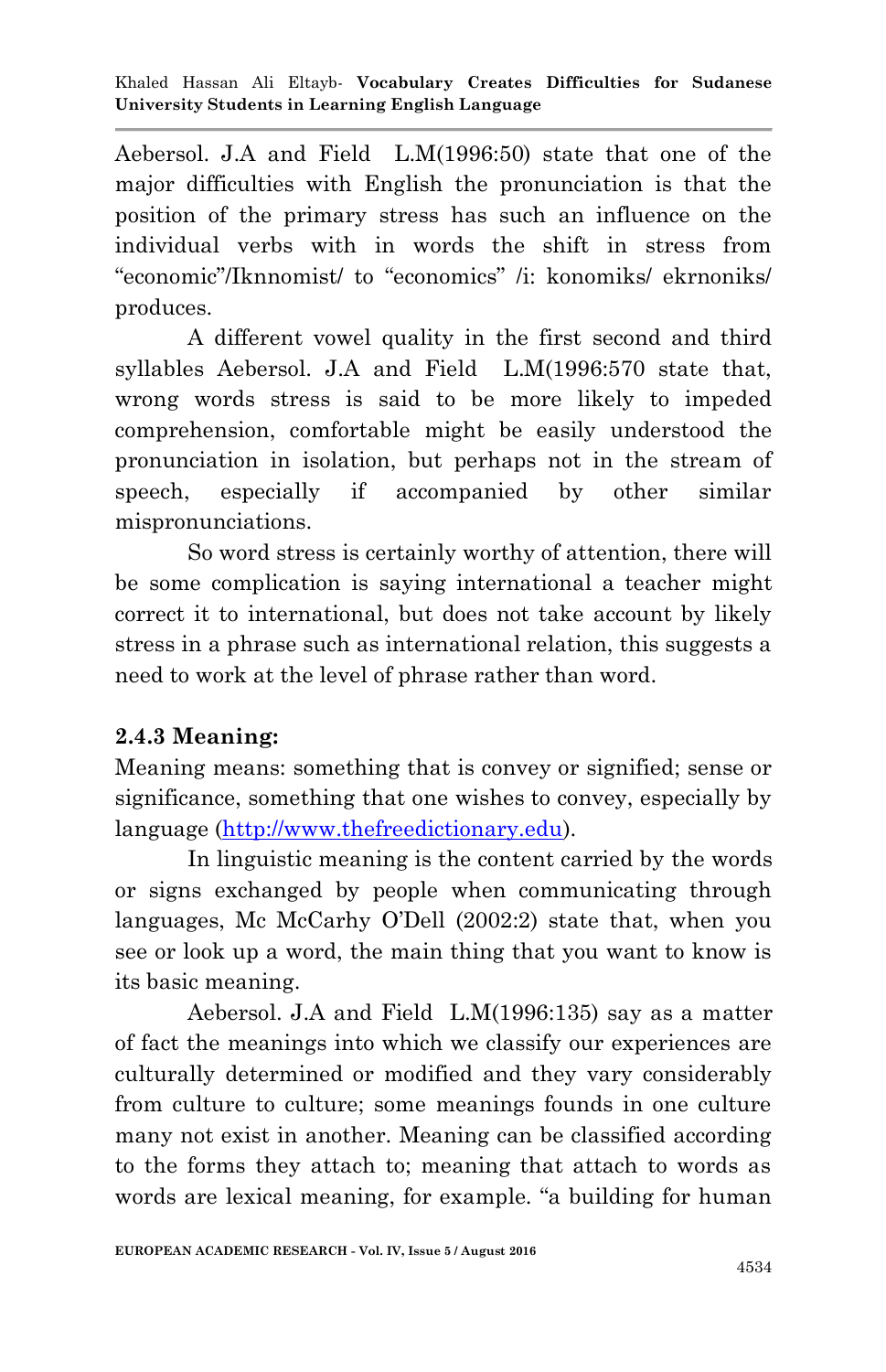Aebersol. J.A and Field L.M(1996:50) state that one of the major difficulties with English the pronunciation is that the position of the primary stress has such an influence on the individual verbs with in words the shift in stress from “economic”/Iknnomist/ to “economics” /i: konomiks/ ekrnoniks/ produces.

A different vowel quality in the first second and third syllables Aebersol. J.A and Field L.M(1996:570 state that, wrong words stress is said to be more likely to impeded comprehension, comfortable might be easily understood the pronunciation in isolation, but perhaps not in the stream of speech, especially if accompanied by other similar mispronunciations.

So word stress is certainly worthy of attention, there will be some complication is saying international a teacher might correct it to international, but does not take account by likely stress in a phrase such as international relation, this suggests a need to work at the level of phrase rather than word.

### 2.4.3 Meaning:

Meaning means: something that is convey or signified; sense or significance, something that one wishes to convey, especially by language (http://www.thefreedictionary.edu).

In linguistic meaning is the content carried by the words or signs exchanged by people when communicating through languages, Mc McCarhy O'Dell (2002:2) state that, when you see or look up a word, the main thing that you want to know is its basic meaning.

Aebersol. J.A and Field L.M(1996:135) say as a matter of fact the meanings into which we classify our experiences are culturally determined or modified and they vary considerably from culture to culture; some meanings founds in one culture many not exist in another. Meaning can be classified according to the forms they attach to; meaning that attach to words as words are lexical meaning, for example. “a building for human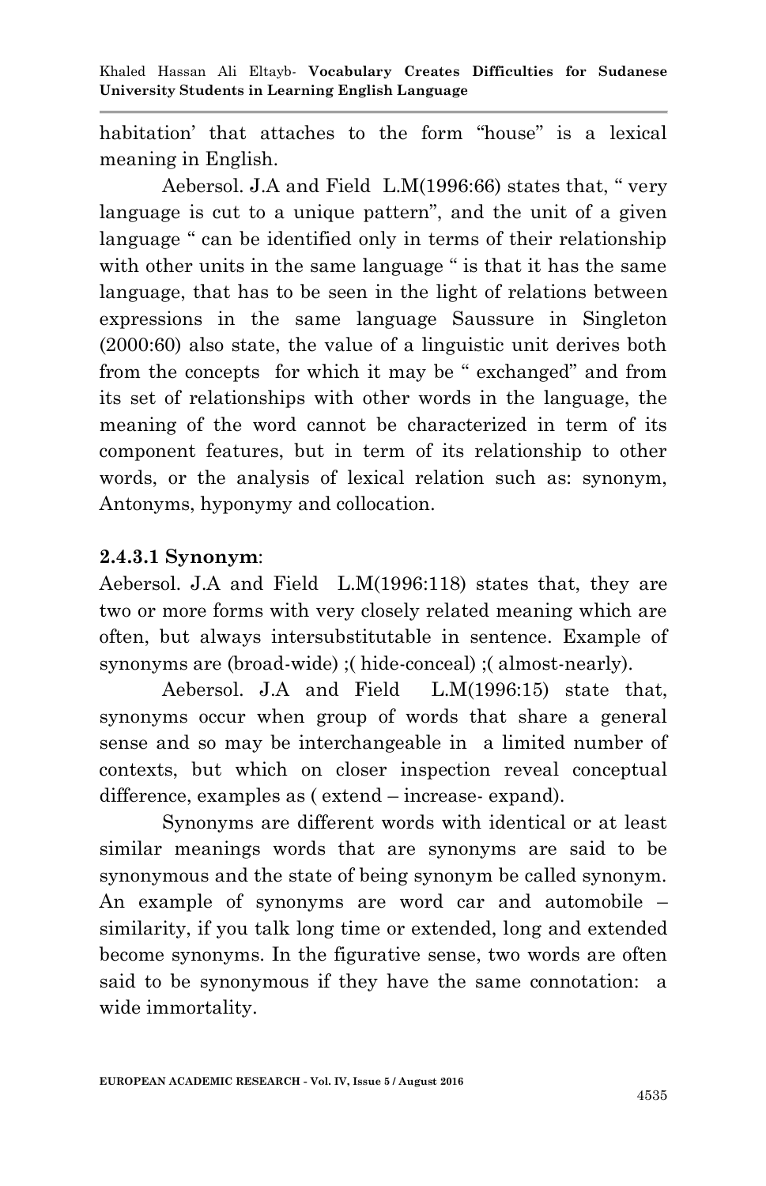habitation' that attaches to the form "house" is a lexical meaning in English.

Aebersol. J.A and Field L.M(1996:66) states that, " very language is cut to a unique pattern", and the unit of a given language " can be identified only in terms of their relationship with other units in the same language " is that it has the same language, that has to be seen in the light of relations between expressions in the same language Saussure in Singleton (2000:60) also state, the value of a linguistic unit derives both from the concepts for which it may be " exchanged" and from its set of relationships with other words in the language, the meaning of the word cannot be characterized in term of its component features, but in term of its relationship to other words, or the analysis of lexical relation such as: synonym, Antonyms, hyponymy and collocation.

### 2.4.3.1 Synonym:

Aebersol. J.A and Field L.M(1996:118) states that, they are two or more forms with very closely related meaning which are often, but always intersubstitutable in sentence. Example of synonyms are (broad-wide) ;( hide-conceal) ;( almost-nearly).

Aebersol. J.A and Field L.M(1996:15) state that, synonyms occur when group of words that share a general sense and so may be interchangeable in a limited number of contexts, but which on closer inspection reveal conceptual difference, examples as ( extend – increase- expand).

Synonyms are different words with identical or at least similar meanings words that are synonyms are said to be synonymous and the state of being synonym be called synonym. An example of synonyms are word car and automobile – similarity, if you talk long time or extended, long and extended become synonyms. In the figurative sense, two words are often said to be synonymous if they have the same connotation: a wide immortality.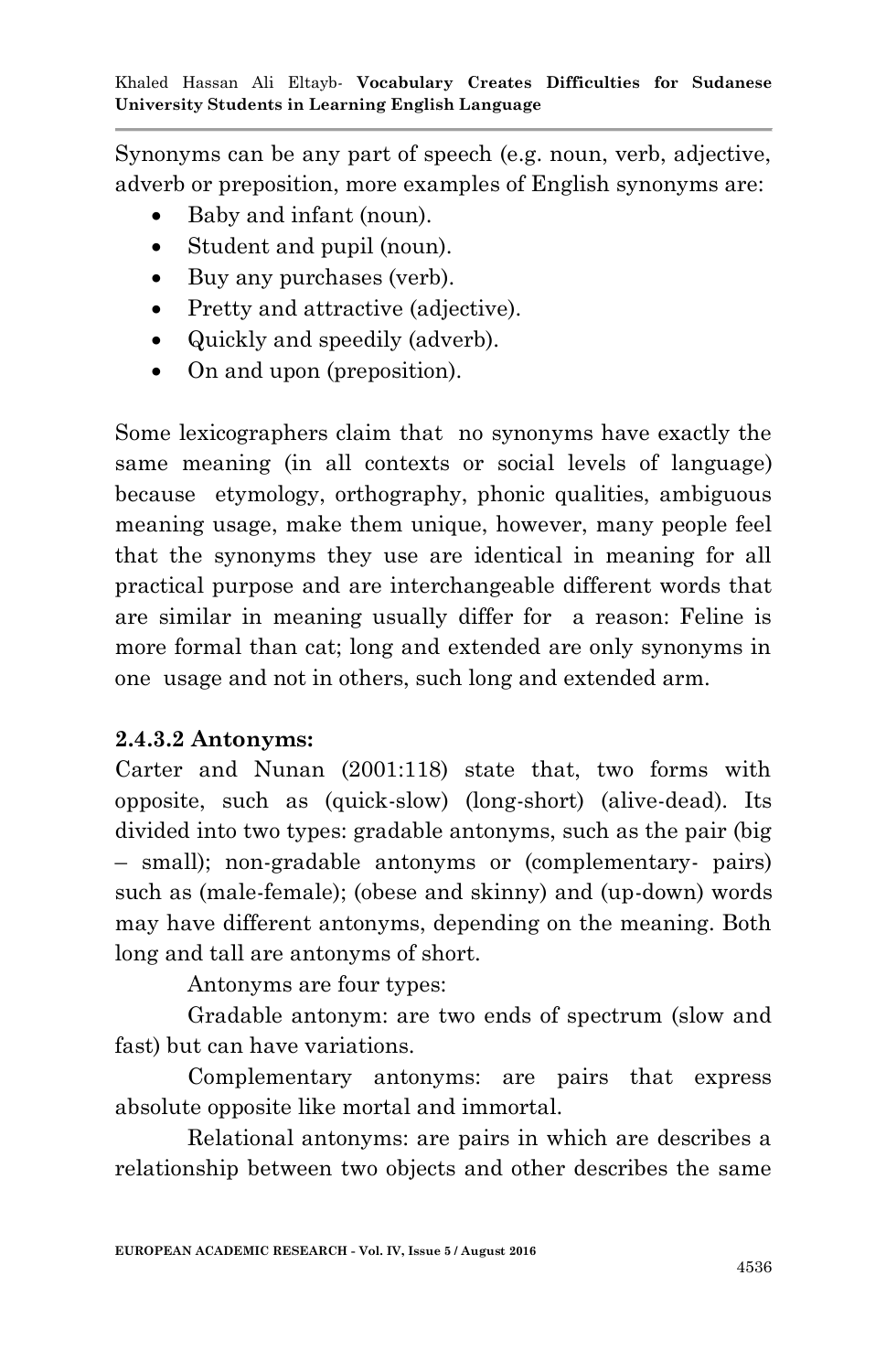Synonyms can be any part of speech (e.g. noun, verb, adjective, adverb or preposition, more examples of English synonyms are:

- Baby and infant (noun).
- Student and pupil (noun).
- Buy any purchases (verb).
- Pretty and attractive (adjective).
- Quickly and speedily (adverb).
- On and upon (preposition).

Some lexicographers claim that no synonyms have exactly the same meaning (in all contexts or social levels of language) because etymology, orthography, phonic qualities, ambiguous meaning usage, make them unique, however, many people feel that the synonyms they use are identical in meaning for all practical purpose and are interchangeable different words that are similar in meaning usually differ for a reason: Feline is more formal than cat; long and extended are only synonyms in one usage and not in others, such long and extended arm.

**2.4.3.2 Antonyms:**

Carter and Nunan (2001:118) state that, two forms with opposite, such as (quick-slow) (long-short) (alive-dead). Its divided into two types: gradable antonyms, such as the pair (big – small); non-gradable antonyms or (complementary- pairs) such as (male-female); (obese and skinny) and (up-down) words may have different antonyms, depending on the meaning. Both long and tall are antonyms of short.

Antonyms are four types:

Gradable antonym: are two ends of spectrum (slow and fast) but can have variations.

Complementary antonyms: are pairs that express absolute opposite like mortal and immortal.

Relational antonyms: are pairs in which are describes a relationship between two objects and other describes the same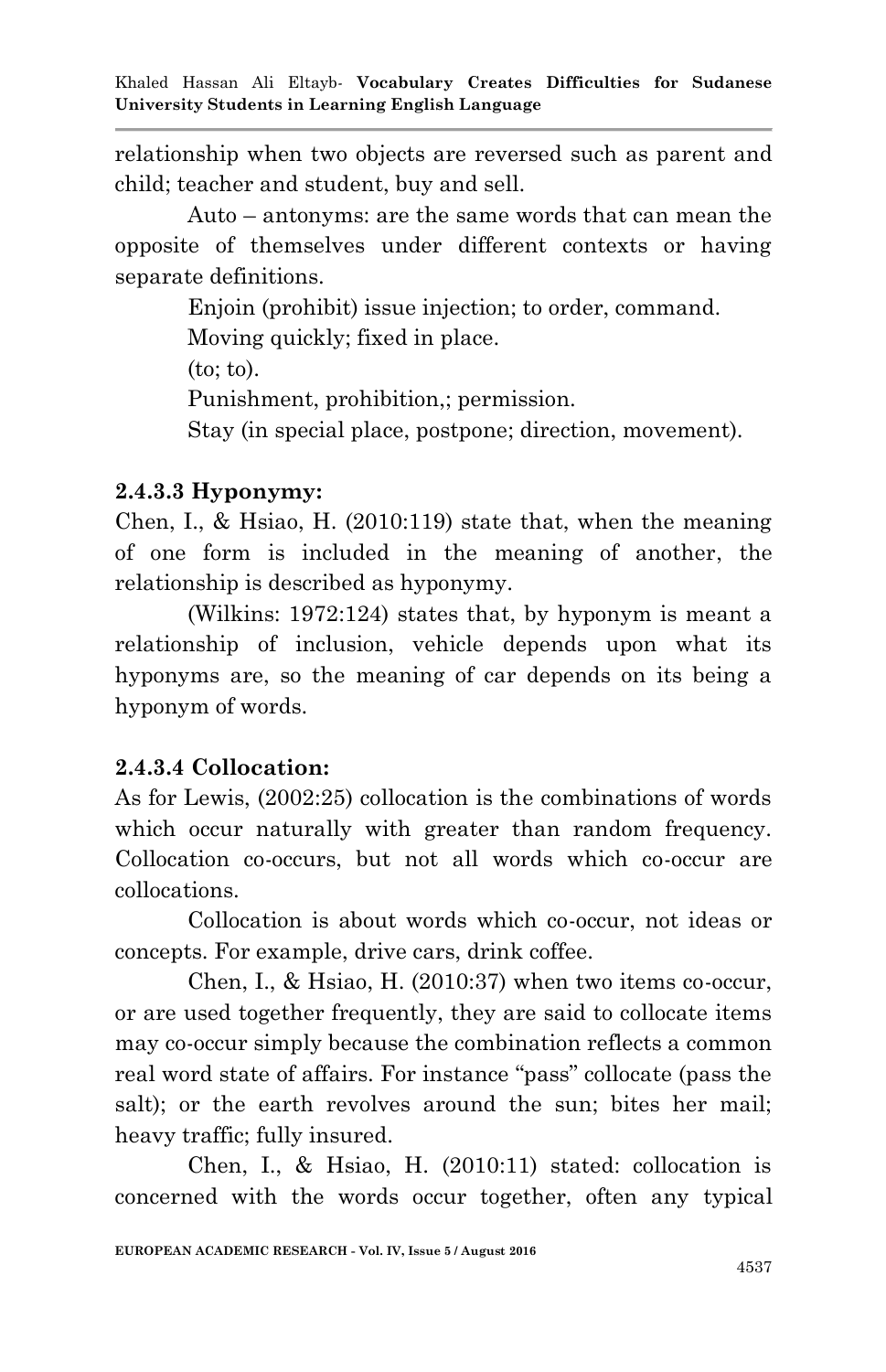relationship when two objects are reversed such as parent and child; teacher and student, buy and sell.

Auto – antonyms: are the same words that can mean the opposite of themselves under different contexts or having separate definitions.

Enjoin (prohibit) issue injection; to order, command.

Moving quickly; fixed in place.

(to; to).

Punishment, prohibition,; permission.

Stay (in special place, postpone; direction, movement).

### 2.4.3.3 Hyponymy:

Chen, I., & Hsiao, H. (2010:119) state that, when the meaning of one form is included in the meaning of another, the relationship is described as hyponymy.

(Wilkins: 1972:124) states that, by hyponym is meant a relationship of inclusion, vehicle depends upon what its hyponyms are, so the meaning of car depends on its being a hyponym of words.

### 2.4.3.4 Collocation:

As for Lewis, (2002:25) collocation is the combinations of words which occur naturally with greater than random frequency. Collocation co-occurs, but not all words which co-occur are collocations.

Collocation is about words which co-occur, not ideas or concepts. For example, drive cars, drink coffee.

Chen, I., & Hsiao, H. (2010:37) when two items co-occur, or are used together frequently, they are said to collocate items may co-occur simply because the combination reflects a common real word state of affairs. For instance "pass" collocate (pass the salt); or the earth revolves around the sun; bites her mail; heavy traffic; fully insured.

Chen, I., & Hsiao, H. (2010:11) stated: collocation is concerned with the words occur together, often any typical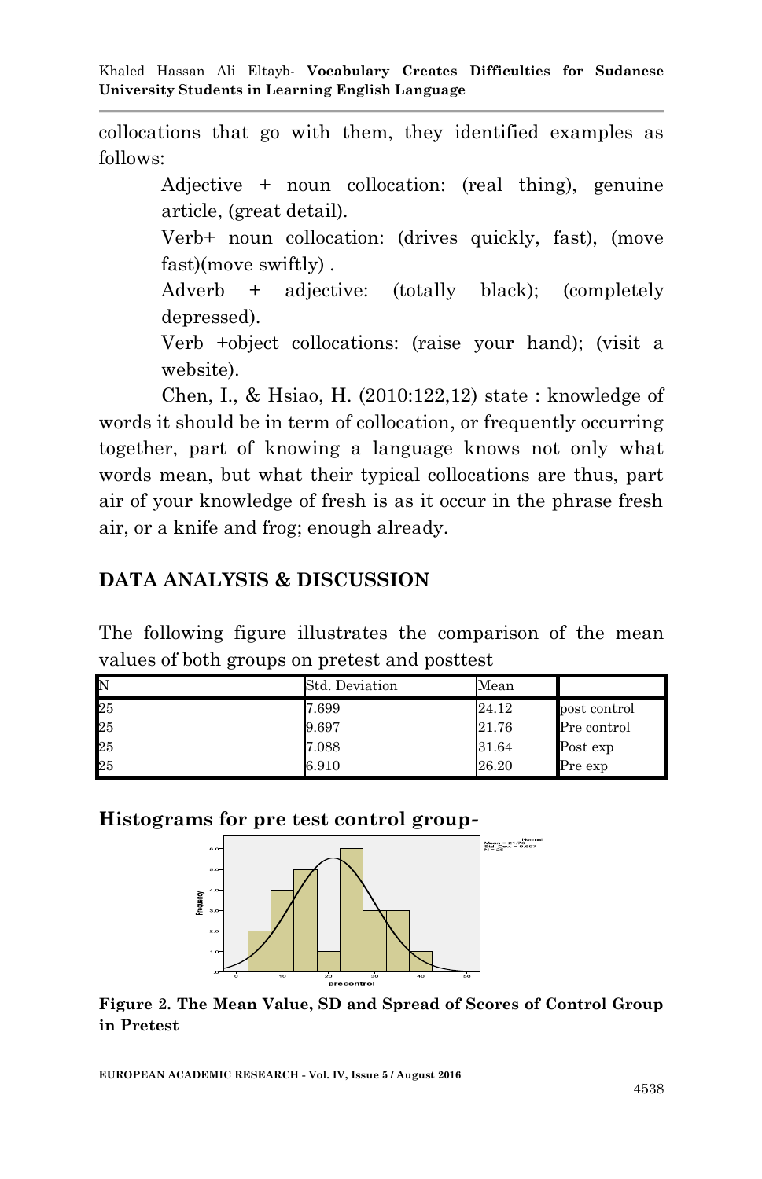collocations that go with them, they identified examples as follows:

> Adjective + noun collocation: (real thing), genuine article, (great detail).
>
> Verb+ noun collocation: (drives quickly, fast), (move fast)(move swiftly) .
>
> Adverb + adjective: (totally black); (completely depressed).
>
> Verb +object collocations: (raise your hand); (visit a website).

Chen, I., & Hsiao, H. (2010:122,12) state : knowledge of words it should be in term of collocation, or frequently occurring together, part of knowing a language knows not only what words mean, but what their typical collocations are thus, part air of your knowledge of fresh is as it occur in the phrase fresh air, or a knife and frog; enough already.

## DATA ANALYSIS & DISCUSSION

The following figure illustrates the comparison of the mean values of both groups on pretest and posttest

| N | Std. Deviation | Mean | |
|---|---|---|---|
| 25 | 7.699 | 24.12 | post control |
| 25 | 9.697 | 21.76 | Pre control |
| 25 | 7.088 | 31.64 | Post exp |
| 25 | 6.910 | 26.20 | Pre exp |

### Histograms for pre test control group-

**Figure 2. The Mean Value, SD and Spread of Scores of Control Group in Pretest**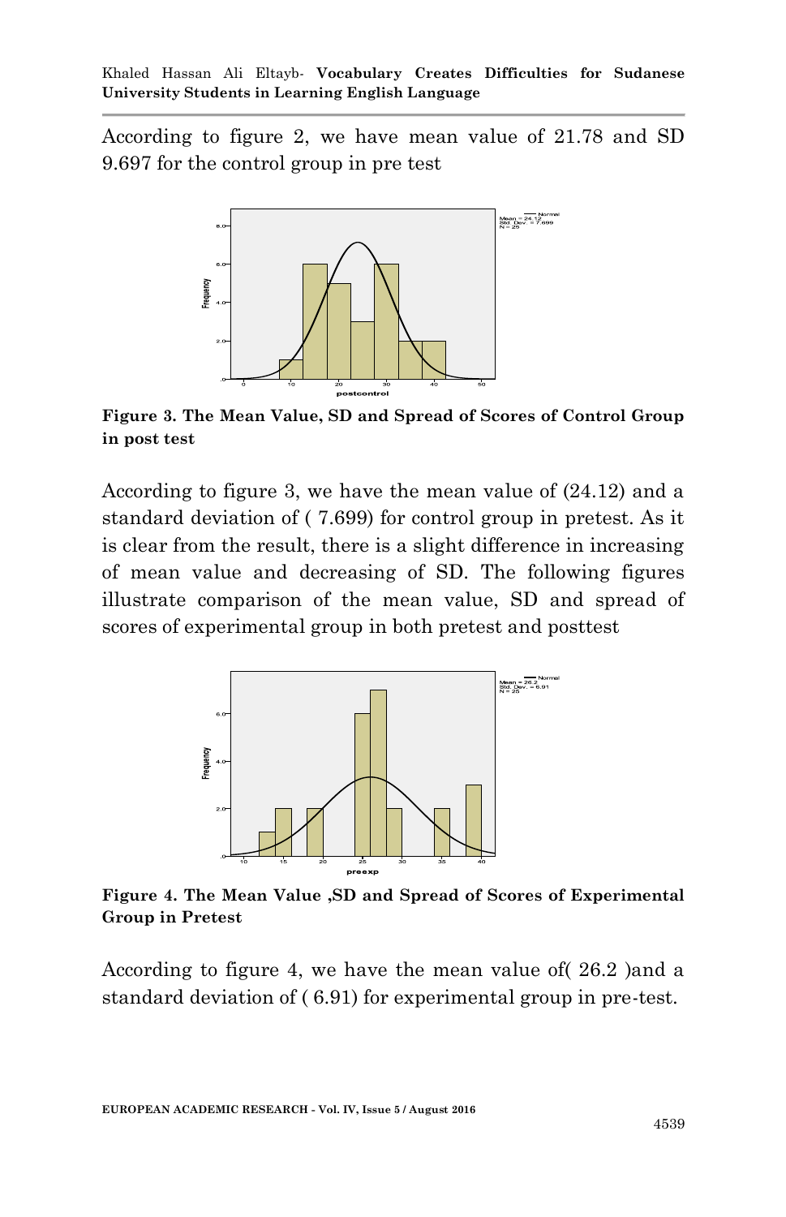According to figure 2, we have mean value of 21.78 and SD 9.697 for the control group in pre test

Normal
Mean = 24.12
Std. Dev. = 7.699
N = 25

Frequency

8.0
6.0
4.0
2.0
0

0 10 20 30 40 50

postcontrol

**Figure 3. The Mean Value, SD and Spread of Scores of Control Group in post test**

According to figure 3, we have the mean value of (24.12) and a standard deviation of ( 7.699) for control group in pretest. As it is clear from the result, there is a slight difference in increasing of mean value and decreasing of SD. The following figures illustrate comparison of the mean value, SD and spread of scores of experimental group in both pretest and posttest

Normal
Mean = 26.2
Std. Dev. = 6.91
N = 25

Frequency

6.0
4.0
2.0
0

10 15 20 25 30 35 40

preexp

**Figure 4. The Mean Value ,SD and Spread of Scores of Experimental Group in Pretest**

According to figure 4, we have the mean value of( 26.2 )and a standard deviation of ( 6.91) for experimental group in pre-test.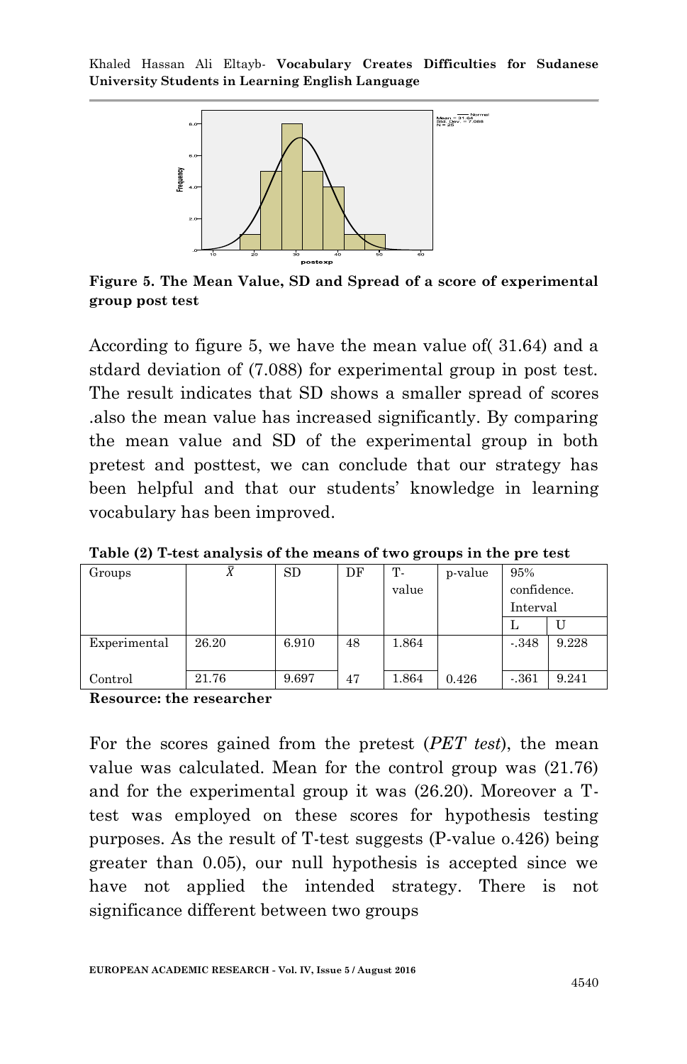Frequency

8.0
6.0
4.0
2.0
.0

10 20 30 40 50 60

postexp

Normal
Mean = 31.64
Std. Dev. = 7.088
N = 25

**Figure 5. The Mean Value, SD and Spread of a score of experimental group post test**

According to figure 5, we have the mean value of( 31.64) and a stdard deviation of (7.088) for experimental group in post test. The result indicates that SD shows a smaller spread of scores .also the mean value has increased significantly. By comparing the mean value and SD of the experimental group in both pretest and posttest, we can conclude that our strategy has been helpful and that our students' knowledge in learning vocabulary has been improved.

**Table (2) T-test analysis of the means of two groups in the pre test**

| Groups | $\bar{X}$ | SD | DF | T-value | p-value | 95% confidence. Interval | |
|---|---|---|---|---|---|---|---|
| | | | | | | L | U |
| Experimental | 26.20 | 6.910 | 48 | 1.864 | | -.348 | 9.228 |
| Control | 21.76 | 9.697 | 47 | 1.864 | 0.426 | -.361 | 9.241 |

**Resource: the researcher**

For the scores gained from the pretest (*PET test*), the mean value was calculated. Mean for the control group was (21.76) and for the experimental group it was (26.20). Moreover a T-test was employed on these scores for hypothesis testing purposes. As the result of T-test suggests (P-value o.426) being greater than 0.05), our null hypothesis is accepted since we have not applied the intended strategy. There is not significance different between two groups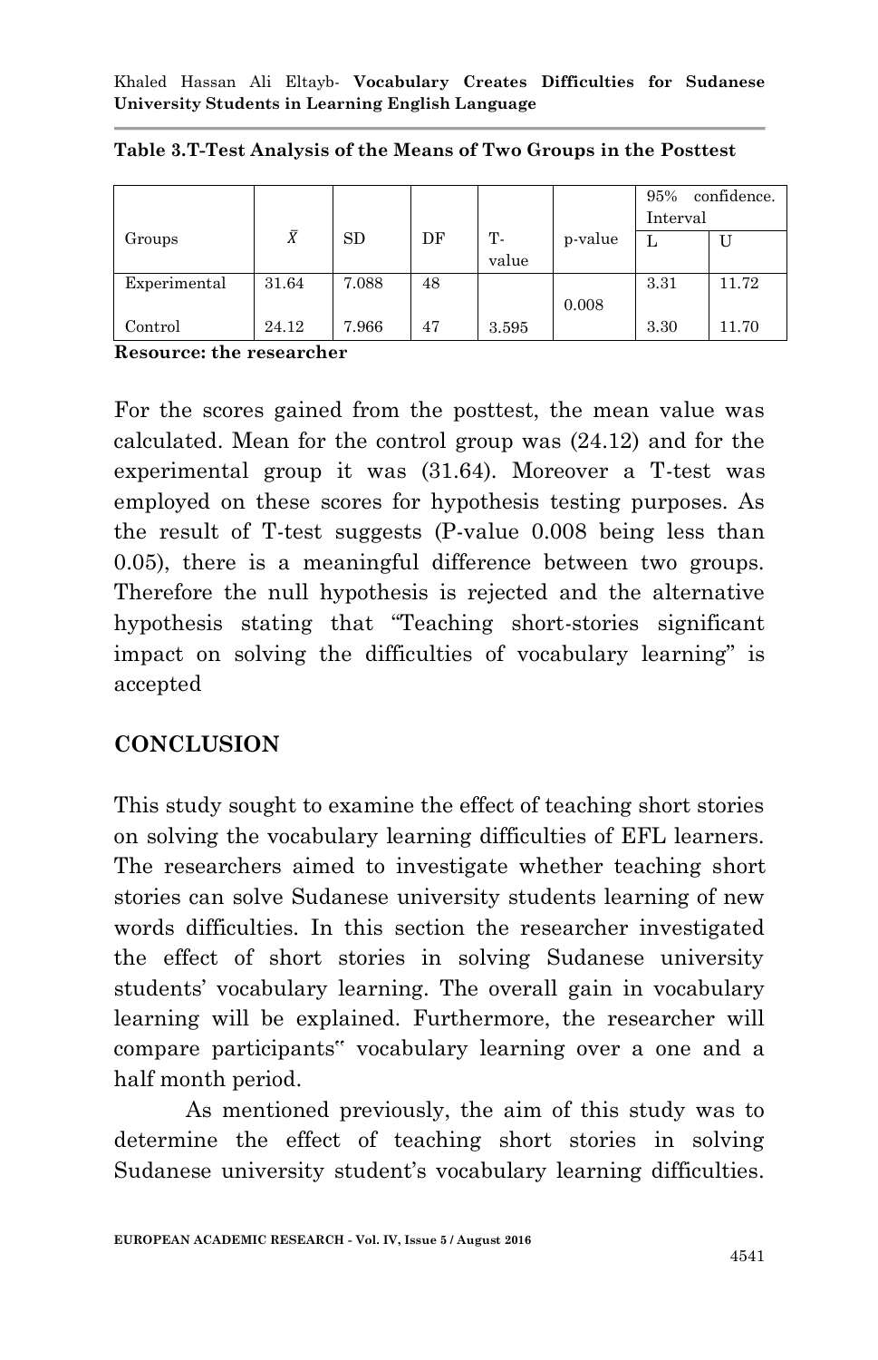**Table 3.T-Test Analysis of the Means of Two Groups in the Posttest**

| Groups | $\bar{X}$ | SD | DF | T-value | p-value | 95% confidence. Interval | |
|---|---|---|---|---|---|---|---|
| | | | | | | L | U |
| Experimental | 31.64 | 7.088 | 48 | | 0.008 | 3.31 | 11.72 |
| Control | 24.12 | 7.966 | 47 | 3.595 | | 3.30 | 11.70 |

**Resource: the researcher**

For the scores gained from the posttest, the mean value was calculated. Mean for the control group was (24.12) and for the experimental group it was (31.64). Moreover a T-test was employed on these scores for hypothesis testing purposes. As the result of T-test suggests (P-value 0.008 being less than 0.05), there is a meaningful difference between two groups. Therefore the null hypothesis is rejected and the alternative hypothesis stating that "Teaching short-stories significant impact on solving the difficulties of vocabulary learning" is accepted

## CONCLUSION

This study sought to examine the effect of teaching short stories on solving the vocabulary learning difficulties of EFL learners. The researchers aimed to investigate whether teaching short stories can solve Sudanese university students learning of new words difficulties. In this section the researcher investigated the effect of short stories in solving Sudanese university students' vocabulary learning. The overall gain in vocabulary learning will be explained. Furthermore, the researcher will compare participants‟ vocabulary learning over a one and a half month period.

As mentioned previously, the aim of this study was to determine the effect of teaching short stories in solving Sudanese university student's vocabulary learning difficulties.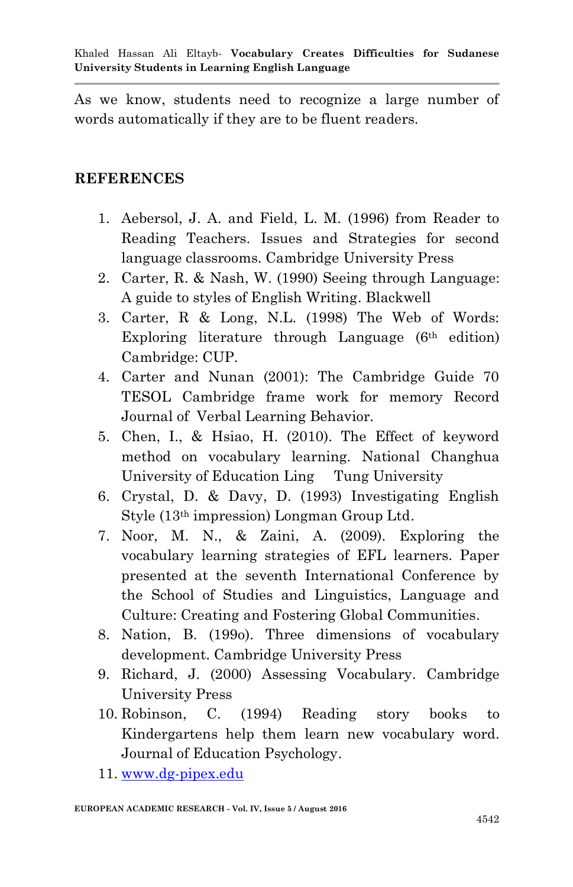As we know, students need to recognize a large number of words automatically if they are to be fluent readers.

## REFERENCES

1. Aebersol, J. A. and Field, L. M. (1996) from Reader to Reading Teachers. Issues and Strategies for second language classrooms. Cambridge University Press
2. Carter, R. & Nash, W. (1990) Seeing through Language: A guide to styles of English Writing. Blackwell
3. Carter, R & Long, N.L. (1998) The Web of Words: Exploring literature through Language (6th edition) Cambridge: CUP.
4. Carter and Nunan (2001): The Cambridge Guide 70 TESOL Cambridge frame work for memory Record Journal of Verbal Learning Behavior.
5. Chen, I., & Hsiao, H. (2010). The Effect of keyword method on vocabulary learning. National Changhua University of Education Ling Tung University
6. Crystal, D. & Davy, D. (1993) Investigating English Style (13th impression) Longman Group Ltd.
7. Noor, M. N., & Zaini, A. (2009). Exploring the vocabulary learning strategies of EFL learners. Paper presented at the seventh International Conference by the School of Studies and Linguistics, Language and Culture: Creating and Fostering Global Communities.
8. Nation, B. (199o). Three dimensions of vocabulary development. Cambridge University Press
9. Richard, J. (2000) Assessing Vocabulary. Cambridge University Press
10. Robinson, C. (1994) Reading story books to Kindergartens help them learn new vocabulary word. Journal of Education Psychology.
11. www.dg-pipex.edu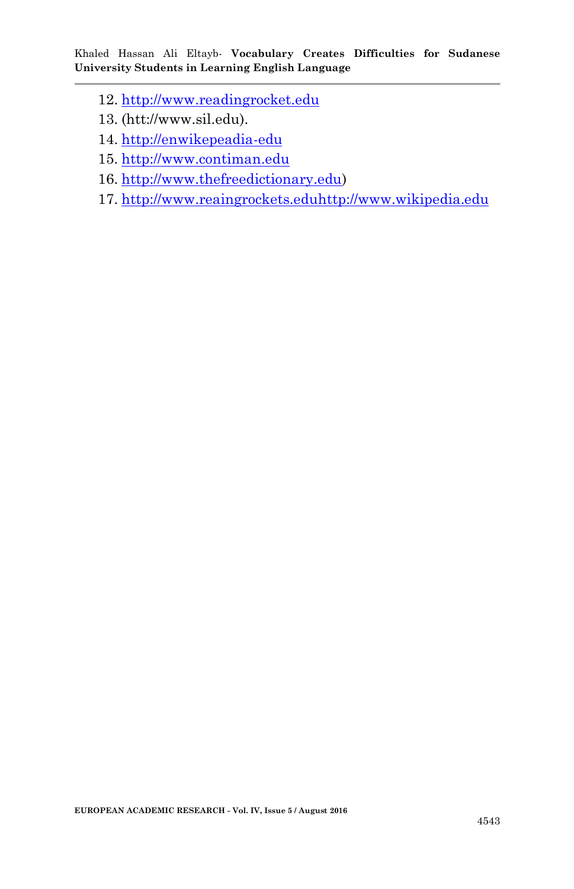12. http://www.readingrocket.edu
13. (htt://www.sil.edu).
14. http://enwikepeadia-edu
15. http://www.contiman.edu
16. http://www.thefreedictionary.edu)
17. http://www.reaingrockets.eduhttp://www.wikipedia.edu